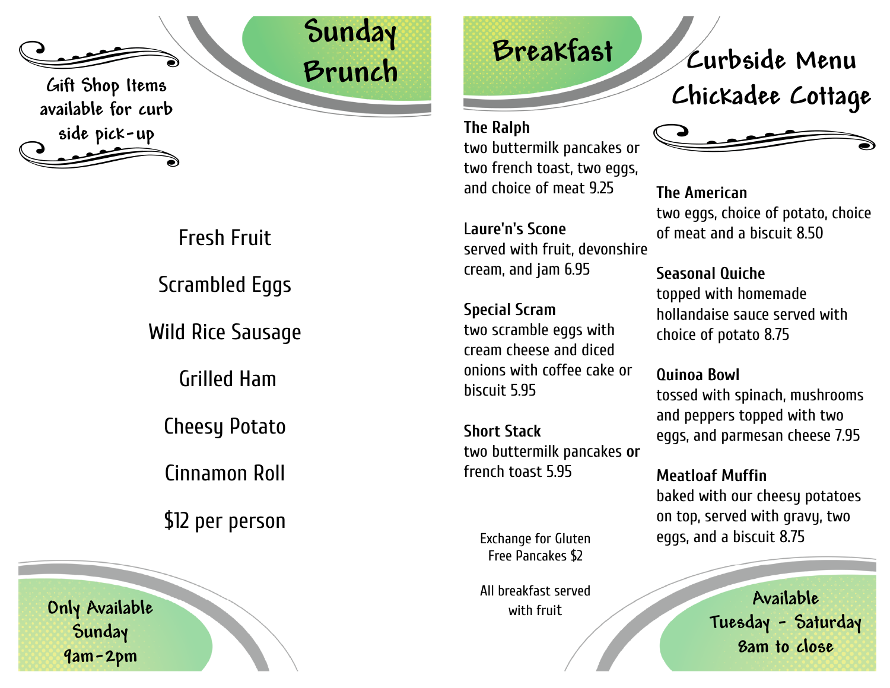Gift Shop Items available for curb side pick-up

# Sunday Brunch

Fresh Fruit

Scrambled Eggs

Wild Rice Sausage

Grilled Ham

Cheesy Potato

Cinnamon Roll

$12 per person

Only Available Sunday 9am-2pm

# Breakfast

**The Ralph**
two buttermilk pancakes or two french toast, two eggs, and choice of meat 9.25

**Laure'n's Scone**
served with fruit, devonshire cream, and jam 6.95

**Special Scram**
two scramble eggs with cream cheese and diced onions with coffee cake or biscuit 5.95

**Short Stack**
two buttermilk pancakes **or** french toast 5.95

Exchange for Gluten Free Pancakes $2

All breakfast served with fruit

# Curbside Menu Chickadee Cottage

**The American**
two eggs, choice of potato, choice of meat and a biscuit 8.50

**Seasonal Quiche**
topped with homemade hollandaise sauce served with choice of potato 8.75

**Quinoa Bowl**
tossed with spinach, mushrooms and peppers topped with two eggs, and parmesan cheese 7.95

**Meatloaf Muffin**
baked with our cheesy potatoes on top, served with gravy, two eggs, and a biscuit 8.75

Available Tuesday - Saturday 8am to close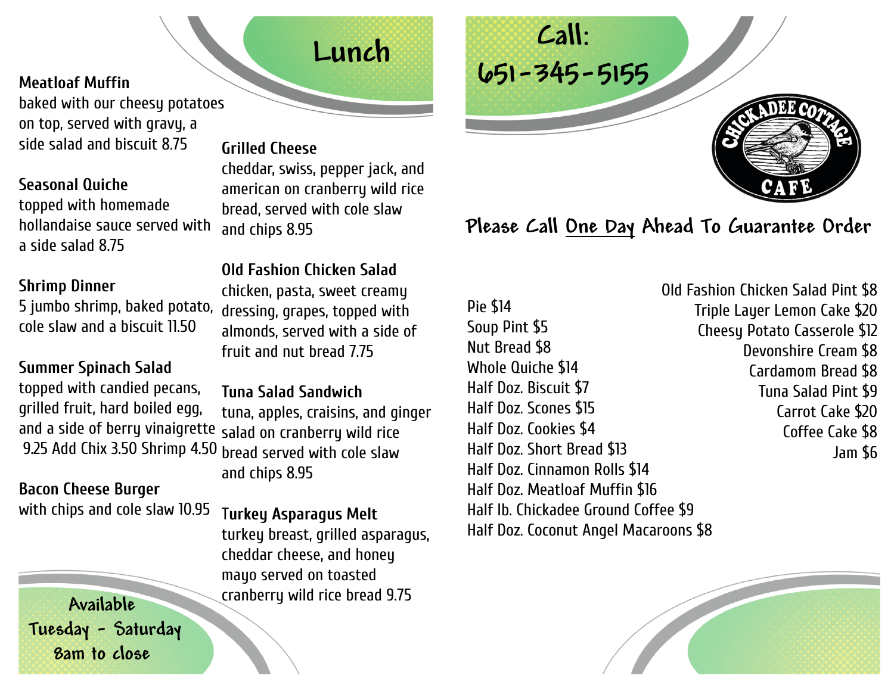# Lunch

**Meatloaf Muffin**
baked with our cheesy potatoes on top, served with gravy, a side salad and biscuit 8.75

**Seasonal Quiche**
topped with homemade hollandaise sauce served with a side salad 8.75

**Shrimp Dinner**
5 jumbo shrimp, baked potato, cole slaw and a biscuit 11.50

**Summer Spinach Salad**
topped with candied pecans, grilled fruit, hard boiled egg, and a side of berry vinaigrette 9.25 Add Chix 3.50 Shrimp 4.50

**Bacon Cheese Burger**
with chips and cole slaw 10.95

**Grilled Cheese**
cheddar, swiss, pepper jack, and american on cranberry wild rice bread, served with cole slaw and chips 8.95

**Old Fashion Chicken Salad**
chicken, pasta, sweet creamy dressing, grapes, topped with almonds, served with a side of fruit and nut bread 7.75

**Tuna Salad Sandwich**
tuna, apples, craisins, and ginger salad on cranberry wild rice bread served with cole slaw and chips 8.95

**Turkey Asparagus Melt**
turkey breast, grilled asparagus, cheddar cheese, and honey mayo served on toasted cranberry wild rice bread 9.75

Available
Tuesday - Saturday
8am to close

## Call: 651-345-5155

CHICKADEE COTTAGE CAFE

## Please Call One Day Ahead To Guarantee Order

Pie $14
Soup Pint $5
Nut Bread $8
Whole Quiche $14
Half Doz. Biscuit $7
Half Doz. Scones $15
Half Doz. Cookies $4
Half Doz. Short Bread $13
Half Doz. Cinnamon Rolls $14
Half Doz. Meatloaf Muffin $16
Half lb. Chickadee Ground Coffee $9
Half Doz. Coconut Angel Macaroons $8

Old Fashion Chicken Salad Pint $8
Triple Layer Lemon Cake $20
Cheesy Potato Casserole $12
Devonshire Cream $8
Cardamom Bread $8
Tuna Salad Pint $9
Carrot Cake $20
Coffee Cake $8
Jam $6